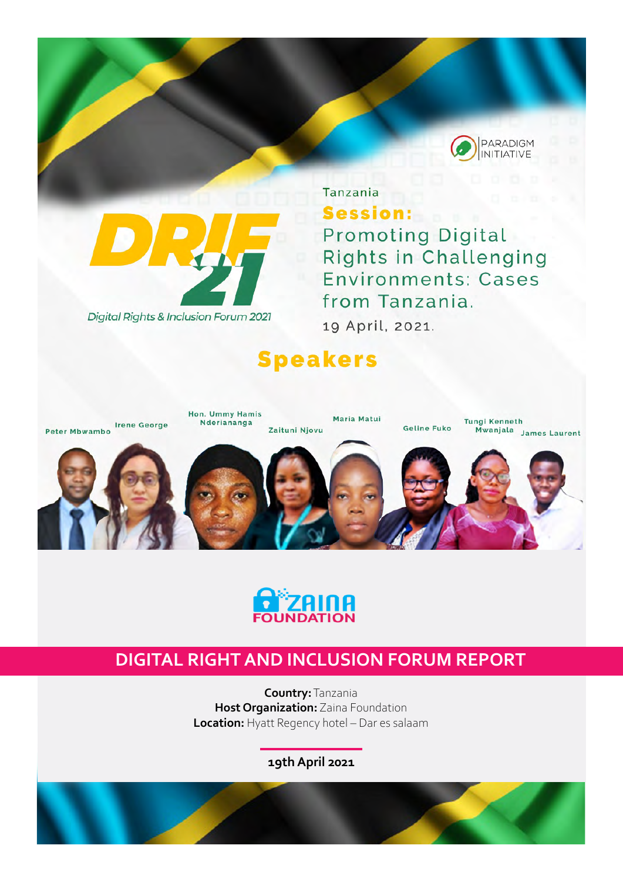PARADIGM INITIATIVE

DRIF 21

*Digital Rights & Inclusion Forum 2021*

Tanzania

**Session:**
Promoting Digital Rights in Challenging Environments: Cases from Tanzania.

19 April, 2021.

## Speakers

Peter Mbwambo, Irene George, Hon. Ummy Hamis Nderiananga, Zaituni Njovu, Maria Matui, Geline Fuko, Tungi Kenneth Mwanjala, James Laurent

ZAINA FOUNDATION

# DIGITAL RIGHT AND INCLUSION FORUM REPORT

**Country:** Tanzania
**Host Organization:** Zaina Foundation
**Location:** Hyatt Regency hotel – Dar es salaam

**19th April 2021**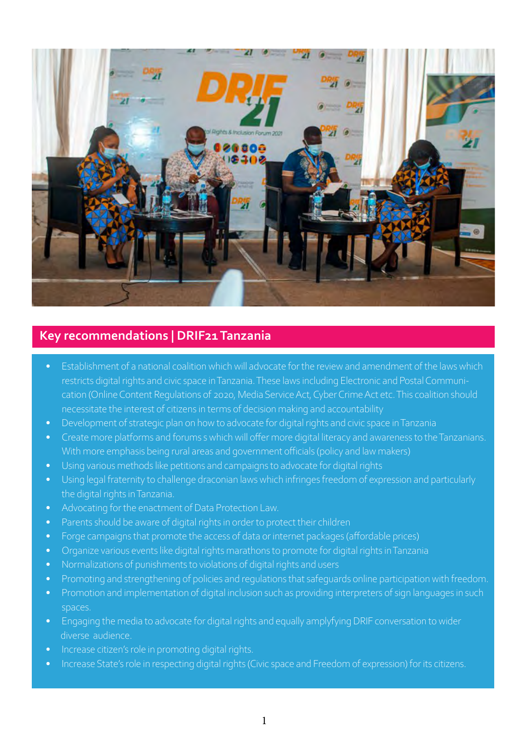## Key recommendations | DRIF21 Tanzania

- Establishment of a national coalition which will advocate for the review and amendment of the laws which restricts digital rights and civic space in Tanzania. These laws including Electronic and Postal Communication (Online Content Regulations of 2020, Media Service Act, Cyber Crime Act etc. This coalition should necessitate the interest of citizens in terms of decision making and accountability
- Development of strategic plan on how to advocate for digital rights and civic space in Tanzania
- Create more platforms and forums s which will offer more digital literacy and awareness to the Tanzanians. With more emphasis being rural areas and government officials (policy and law makers)
- Using various methods like petitions and campaigns to advocate for digital rights
- Using legal fraternity to challenge draconian laws which infringes freedom of expression and particularly the digital rights in Tanzania.
- Advocating for the enactment of Data Protection Law.
- Parents should be aware of digital rights in order to protect their children
- Forge campaigns that promote the access of data or internet packages (affordable prices)
- Organize various events like digital rights marathons to promote for digital rights in Tanzania
- Normalizations of punishments to violations of digital rights and users
- Promoting and strengthening of policies and regulations that safeguards online participation with freedom.
- Promotion and implementation of digital inclusion such as providing interpreters of sign languages in such spaces.
- Engaging the media to advocate for digital rights and equally amplifying DRIF conversation to wider diverse audience.
- Increase citizen's role in promoting digital rights.
- Increase State's role in respecting digital rights (Civic space and Freedom of expression) for its citizens.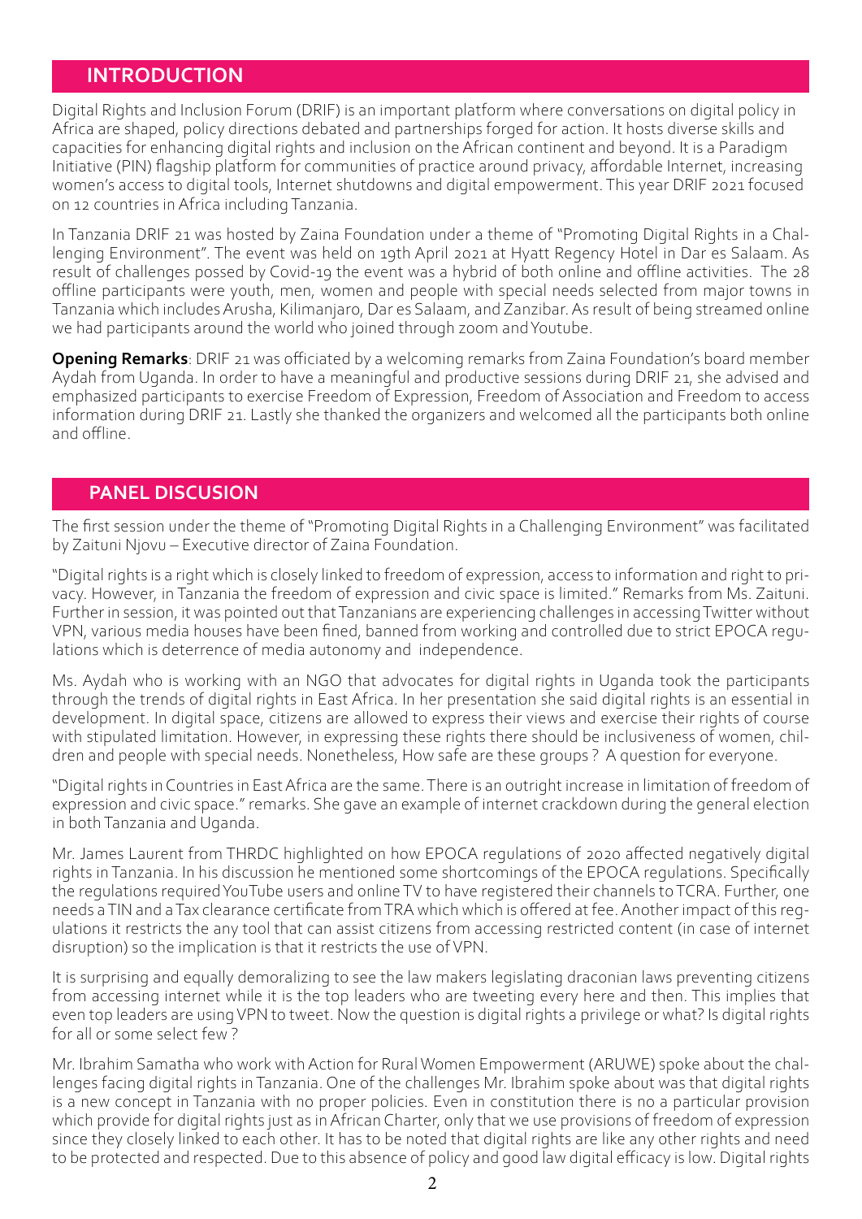## INTRODUCTION

Digital Rights and Inclusion Forum (DRIF) is an important platform where conversations on digital policy in Africa are shaped, policy directions debated and partnerships forged for action. It hosts diverse skills and capacities for enhancing digital rights and inclusion on the African continent and beyond. It is a Paradigm Initiative (PIN) flagship platform for communities of practice around privacy, affordable Internet, increasing women's access to digital tools, Internet shutdowns and digital empowerment. This year DRIF 2021 focused on 12 countries in Africa including Tanzania.

In Tanzania DRIF 21 was hosted by Zaina Foundation under a theme of "Promoting Digital Rights in a Challenging Environment". The event was held on 19th April 2021 at Hyatt Regency Hotel in Dar es Salaam. As result of challenges possed by Covid-19 the event was a hybrid of both online and offline activities. The 28 offline participants were youth, men, women and people with special needs selected from major towns in Tanzania which includes Arusha, Kilimanjaro, Dar es Salaam, and Zanzibar. As result of being streamed online we had participants around the world who joined through zoom and Youtube.

**Opening Remarks**: DRIF 21 was officiated by a welcoming remarks from Zaina Foundation's board member Aydah from Uganda. In order to have a meaningful and productive sessions during DRIF 21, she advised and emphasized participants to exercise Freedom of Expression, Freedom of Association and Freedom to access information during DRIF 21. Lastly she thanked the organizers and welcomed all the participants both online and offline.

## PANEL DISCUSION

The first session under the theme of "Promoting Digital Rights in a Challenging Environment" was facilitated by Zaituni Njovu – Executive director of Zaina Foundation.

"Digital rights is a right which is closely linked to freedom of expression, access to information and right to privacy. However, in Tanzania the freedom of expression and civic space is limited." Remarks from Ms. Zaituni. Further in session, it was pointed out that Tanzanians are experiencing challenges in accessing Twitter without VPN, various media houses have been fined, banned from working and controlled due to strict EPOCA regulations which is deterrence of media autonomy and independence.

Ms. Aydah who is working with an NGO that advocates for digital rights in Uganda took the participants through the trends of digital rights in East Africa. In her presentation she said digital rights is an essential in development. In digital space, citizens are allowed to express their views and exercise their rights of course with stipulated limitation. However, in expressing these rights there should be inclusiveness of women, children and people with special needs. Nonetheless, How safe are these groups ? A question for everyone.

"Digital rights in Countries in East Africa are the same. There is an outright increase in limitation of freedom of expression and civic space." remarks. She gave an example of internet crackdown during the general election in both Tanzania and Uganda.

Mr. James Laurent from THRDC highlighted on how EPOCA regulations of 2020 affected negatively digital rights in Tanzania. In his discussion he mentioned some shortcomings of the EPOCA regulations. Specifically the regulations required YouTube users and online TV to have registered their channels to TCRA. Further, one needs a TIN and a Tax clearance certificate from TRA which which is offered at fee. Another impact of this regulations it restricts the any tool that can assist citizens from accessing restricted content (in case of internet disruption) so the implication is that it restricts the use of VPN.

It is surprising and equally demoralizing to see the law makers legislating draconian laws preventing citizens from accessing internet while it is the top leaders who are tweeting every here and then. This implies that even top leaders are using VPN to tweet. Now the question is digital rights a privilege or what? Is digital rights for all or some select few ?

Mr. Ibrahim Samatha who work with Action for Rural Women Empowerment (ARUWE) spoke about the challenges facing digital rights in Tanzania. One of the challenges Mr. Ibrahim spoke about was that digital rights is a new concept in Tanzania with no proper policies. Even in constitution there is no a particular provision which provide for digital rights just as in African Charter, only that we use provisions of freedom of expression since they closely linked to each other. It has to be noted that digital rights are like any other rights and need to be protected and respected. Due to this absence of policy and good law digital efficacy is low. Digital rights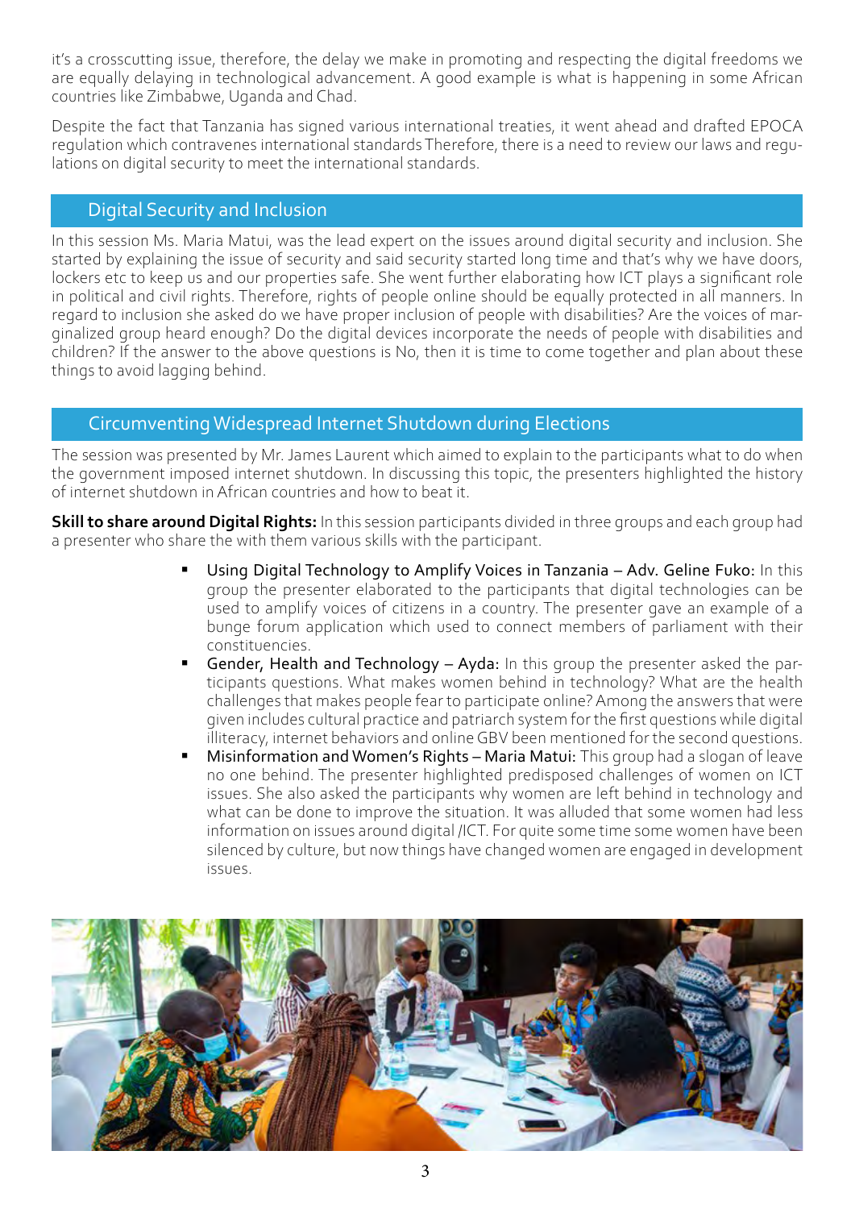it's a crosscutting issue, therefore, the delay we make in promoting and respecting the digital freedoms we are equally delaying in technological advancement. A good example is what is happening in some African countries like Zimbabwe, Uganda and Chad.

Despite the fact that Tanzania has signed various international treaties, it went ahead and drafted EPOCA regulation which contravenes international standards Therefore, there is a need to review our laws and regulations on digital security to meet the international standards.

## Digital Security and Inclusion

In this session Ms. Maria Matui, was the lead expert on the issues around digital security and inclusion. She started by explaining the issue of security and said security started long time and that's why we have doors, lockers etc to keep us and our properties safe. She went further elaborating how ICT plays a significant role in political and civil rights. Therefore, rights of people online should be equally protected in all manners. In regard to inclusion she asked do we have proper inclusion of people with disabilities? Are the voices of marginalized group heard enough? Do the digital devices incorporate the needs of people with disabilities and children? If the answer to the above questions is No, then it is time to come together and plan about these things to avoid lagging behind.

## Circumventing Widespread Internet Shutdown during Elections

The session was presented by Mr. James Laurent which aimed to explain to the participants what to do when the government imposed internet shutdown. In discussing this topic, the presenters highlighted the history of internet shutdown in African countries and how to beat it.

**Skill to share around Digital Rights:** In this session participants divided in three groups and each group had a presenter who share the with them various skills with the participant.

- Using Digital Technology to Amplify Voices in Tanzania – Adv. Geline Fuko: In this group the presenter elaborated to the participants that digital technologies can be used to amplify voices of citizens in a country. The presenter gave an example of a bunge forum application which used to connect members of parliament with their constituencies.
- Gender, Health and Technology – Ayda: In this group the presenter asked the participants questions. What makes women behind in technology? What are the health challenges that makes people fear to participate online? Among the answers that were given includes cultural practice and patriarch system for the first questions while digital illiteracy, internet behaviors and online GBV been mentioned for the second questions.
- Misinformation and Women's Rights – Maria Matui: This group had a slogan of leave no one behind. The presenter highlighted predisposed challenges of women on ICT issues. She also asked the participants why women are left behind in technology and what can be done to improve the situation. It was alluded that some women had less information on issues around digital /ICT. For quite some time some women have been silenced by culture, but now things have changed women are engaged in development issues.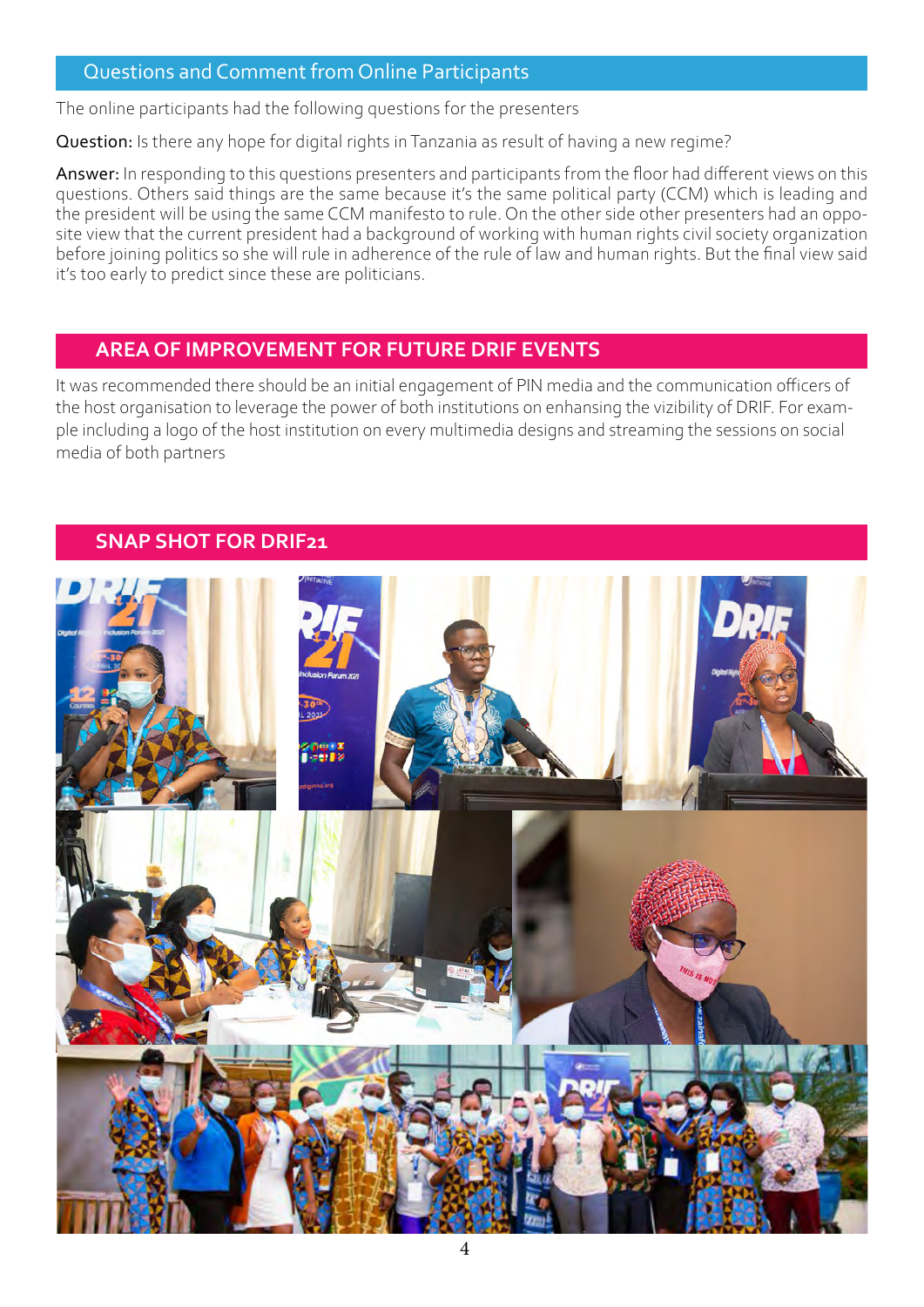## Questions and Comment from Online Participants

The online participants had the following questions for the presenters

**Question:** Is there any hope for digital rights in Tanzania as result of having a new regime?

**Answer:** In responding to this questions presenters and participants from the floor had different views on this questions. Others said things are the same because it's the same political party (CCM) which is leading and the president will be using the same CCM manifesto to rule. On the other side other presenters had an opposite view that the current president had a background of working with human rights civil society organization before joining politics so she will rule in adherence of the rule of law and human rights. But the final view said it's too early to predict since these are politicians.

## AREA OF IMPROVEMENT FOR FUTURE DRIF EVENTS

It was recommended there should be an initial engagement of PIN media and the communication officers of the host organisation to leverage the power of both institutions on enhansing the vizibility of DRIF. For example including a logo of the host institution on every multimedia designs and streaming the sessions on social media of both partners

## SNAP SHOT FOR DRIF21